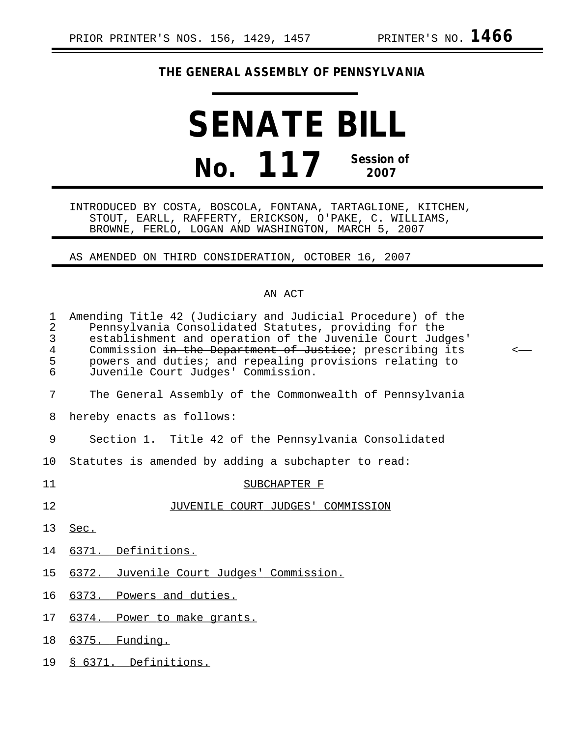PRIOR PRINTER'S NOS. 156, 1429, 1457 PRINTER'S NO. **1466**

## THE GENERAL ASSEMBLY OF PENNSYLVANIA

# SENATE BILL

# No. 117 Session of 2007

INTRODUCED BY COSTA, BOSCOLA, FONTANA, TARTAGLIONE, KITCHEN, STOUT, EARLL, RAFFERTY, ERICKSON, O'PAKE, C. WILLIAMS, BROWNE, FERLO, LOGAN AND WASHINGTON, MARCH 5, 2007

AS AMENDED ON THIRD CONSIDERATION, OCTOBER 16, 2007

AN ACT

Amending Title 42 (Judiciary and Judicial Procedure) of the Pennsylvania Consolidated Statutes, providing for the establishment and operation of the Juvenile Court Judges' Commission ~~in the Department of Justice~~; prescribing its powers and duties; and repealing provisions relating to Juvenile Court Judges' Commission.

The General Assembly of the Commonwealth of Pennsylvania hereby enacts as follows:

Section 1. Title 42 of the Pennsylvania Consolidated Statutes is amended by adding a subchapter to read:

SUBCHAPTER F

JUVENILE COURT JUDGES' COMMISSION

Sec.

6371. Definitions.

6372. Juvenile Court Judges' Commission.

6373. Powers and duties.

6374. Power to make grants.

6375. Funding.

§ 6371. Definitions.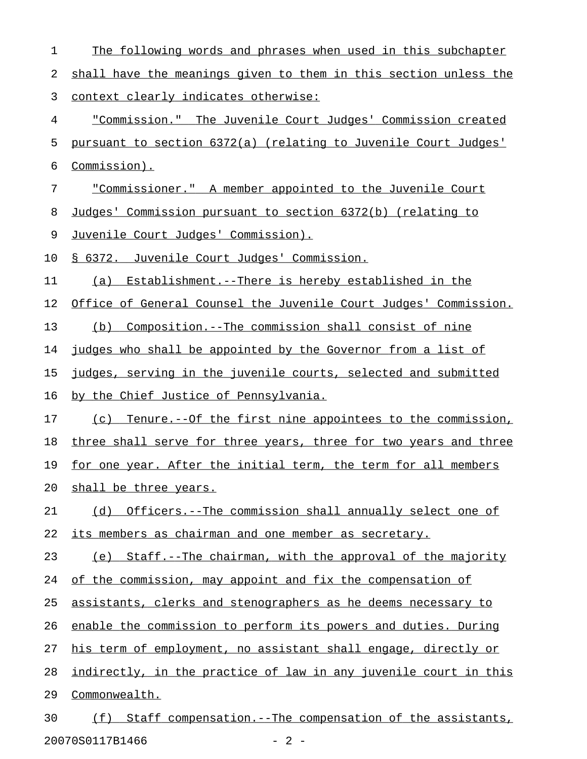The following words and phrases when used in this subchapter shall have the meanings given to them in this section unless the context clearly indicates otherwise:

"Commission." The Juvenile Court Judges' Commission created pursuant to section 6372(a) (relating to Juvenile Court Judges' Commission).

"Commissioner." A member appointed to the Juvenile Court Judges' Commission pursuant to section 6372(b) (relating to Juvenile Court Judges' Commission).

§ 6372. Juvenile Court Judges' Commission.

(a) Establishment.--There is hereby established in the Office of General Counsel the Juvenile Court Judges' Commission.

(b) Composition.--The commission shall consist of nine judges who shall be appointed by the Governor from a list of judges, serving in the juvenile courts, selected and submitted by the Chief Justice of Pennsylvania.

(c) Tenure.--Of the first nine appointees to the commission, three shall serve for three years, three for two years and three for one year. After the initial term, the term for all members shall be three years.

(d) Officers.--The commission shall annually select one of its members as chairman and one member as secretary.

(e) Staff.--The chairman, with the approval of the majority of the commission, may appoint and fix the compensation of assistants, clerks and stenographers as he deems necessary to enable the commission to perform its powers and duties. During his term of employment, no assistant shall engage, directly or indirectly, in the practice of law in any juvenile court in this Commonwealth.

(f) Staff compensation.--The compensation of the assistants,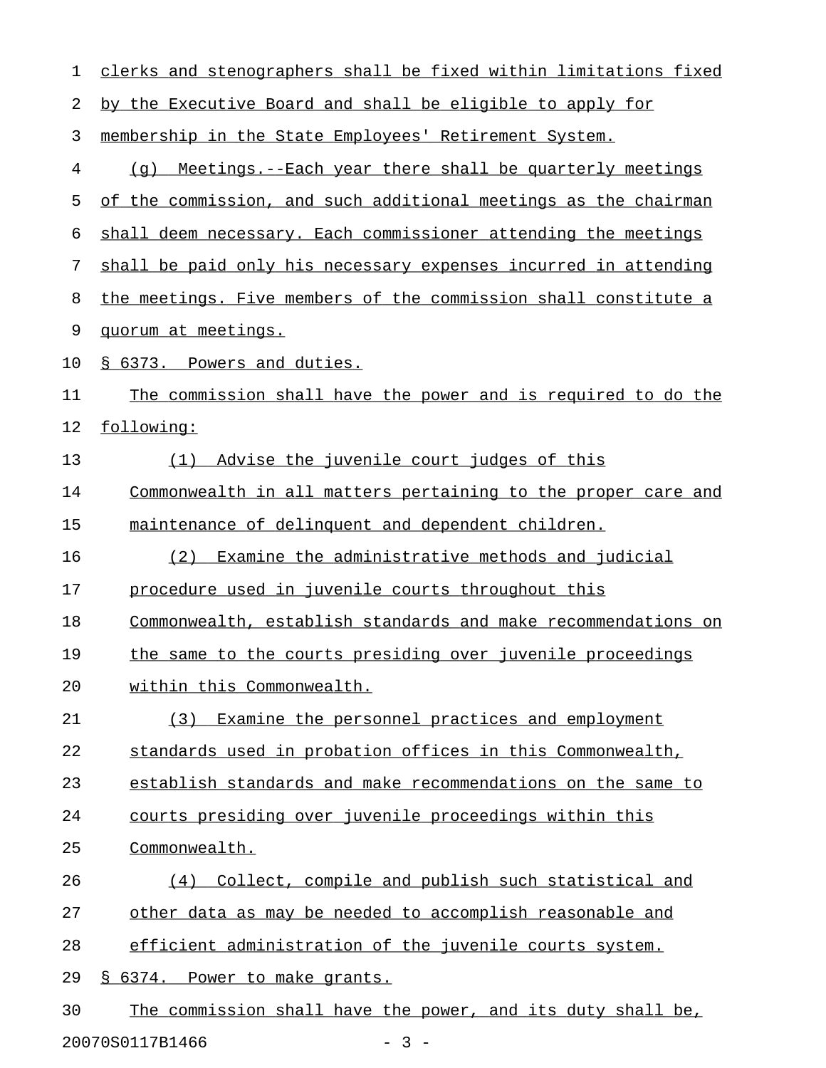clerks and stenographers shall be fixed within limitations fixed by the Executive Board and shall be eligible to apply for membership in the State Employees' Retirement System.

(g) Meetings.--Each year there shall be quarterly meetings of the commission, and such additional meetings as the chairman shall deem necessary. Each commissioner attending the meetings shall be paid only his necessary expenses incurred in attending the meetings. Five members of the commission shall constitute a quorum at meetings.

§ 6373. Powers and duties.

The commission shall have the power and is required to do the following:

(1) Advise the juvenile court judges of this Commonwealth in all matters pertaining to the proper care and maintenance of delinquent and dependent children.

(2) Examine the administrative methods and judicial procedure used in juvenile courts throughout this Commonwealth, establish standards and make recommendations on the same to the courts presiding over juvenile proceedings within this Commonwealth.

(3) Examine the personnel practices and employment standards used in probation offices in this Commonwealth, establish standards and make recommendations on the same to courts presiding over juvenile proceedings within this Commonwealth.

(4) Collect, compile and publish such statistical and other data as may be needed to accomplish reasonable and efficient administration of the juvenile courts system.

§ 6374. Power to make grants.

The commission shall have the power, and its duty shall be,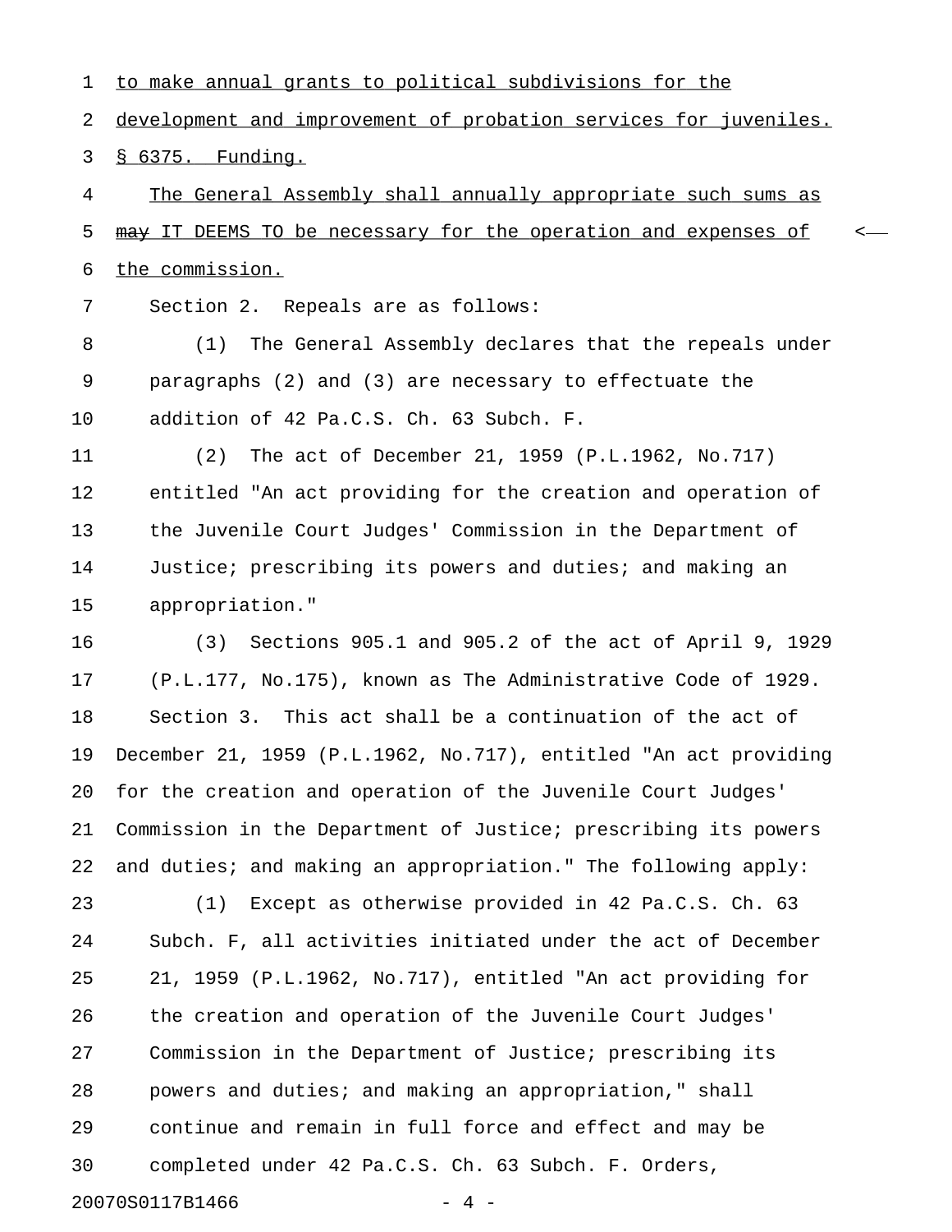to make annual grants to political subdivisions for the development and improvement of probation services for juveniles.

§ 6375. Funding.

The General Assembly shall annually appropriate such sums as ~~may~~ IT DEEMS TO be necessary for the operation and expenses of the commission.

Section 2. Repeals are as follows:

(1) The General Assembly declares that the repeals under paragraphs (2) and (3) are necessary to effectuate the addition of 42 Pa.C.S. Ch. 63 Subch. F.

(2) The act of December 21, 1959 (P.L.1962, No.717) entitled "An act providing for the creation and operation of the Juvenile Court Judges' Commission in the Department of Justice; prescribing its powers and duties; and making an appropriation."

(3) Sections 905.1 and 905.2 of the act of April 9, 1929 (P.L.177, No.175), known as The Administrative Code of 1929.

Section 3. This act shall be a continuation of the act of December 21, 1959 (P.L.1962, No.717), entitled "An act providing for the creation and operation of the Juvenile Court Judges' Commission in the Department of Justice; prescribing its powers and duties; and making an appropriation." The following apply:

(1) Except as otherwise provided in 42 Pa.C.S. Ch. 63 Subch. F, all activities initiated under the act of December 21, 1959 (P.L.1962, No.717), entitled "An act providing for the creation and operation of the Juvenile Court Judges' Commission in the Department of Justice; prescribing its powers and duties; and making an appropriation," shall continue and remain in full force and effect and may be completed under 42 Pa.C.S. Ch. 63 Subch. F. Orders,

20070S0117B1466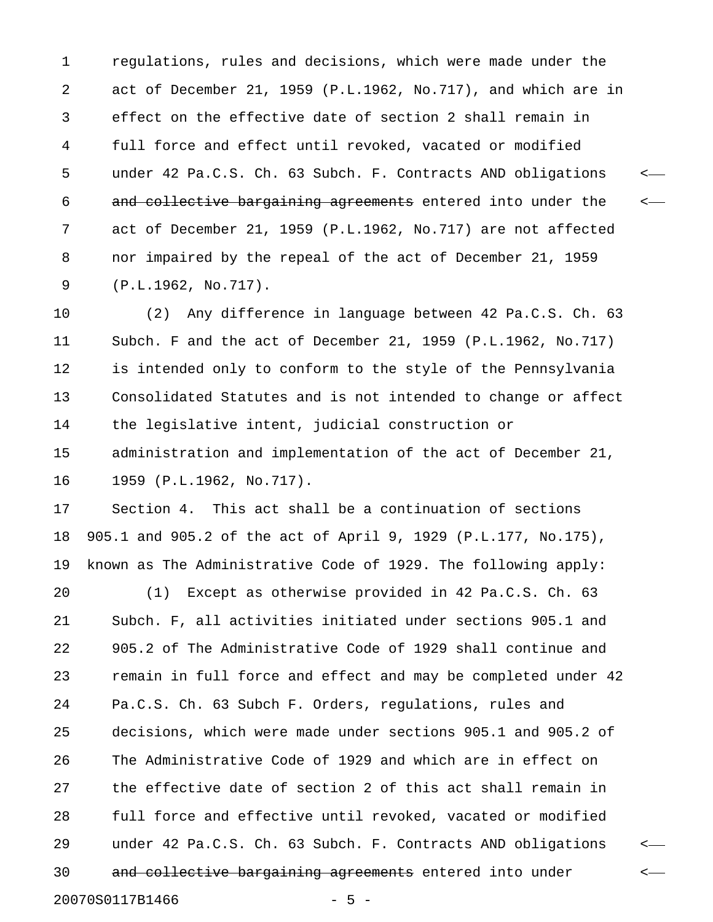regulations, rules and decisions, which were made under the act of December 21, 1959 (P.L.1962, No.717), and which are in effect on the effective date of section 2 shall remain in full force and effect until revoked, vacated or modified under 42 Pa.C.S. Ch. 63 Subch. F. Contracts AND obligations ~~and collective bargaining agreements~~ entered into under the act of December 21, 1959 (P.L.1962, No.717) are not affected nor impaired by the repeal of the act of December 21, 1959 (P.L.1962, No.717).

(2) Any difference in language between 42 Pa.C.S. Ch. 63 Subch. F and the act of December 21, 1959 (P.L.1962, No.717) is intended only to conform to the style of the Pennsylvania Consolidated Statutes and is not intended to change or affect the legislative intent, judicial construction or administration and implementation of the act of December 21, 1959 (P.L.1962, No.717).

Section 4. This act shall be a continuation of sections 905.1 and 905.2 of the act of April 9, 1929 (P.L.177, No.175), known as The Administrative Code of 1929. The following apply:

(1) Except as otherwise provided in 42 Pa.C.S. Ch. 63 Subch. F, all activities initiated under sections 905.1 and 905.2 of The Administrative Code of 1929 shall continue and remain in full force and effect and may be completed under 42 Pa.C.S. Ch. 63 Subch F. Orders, regulations, rules and decisions, which were made under sections 905.1 and 905.2 of The Administrative Code of 1929 and which are in effect on the effective date of section 2 of this act shall remain in full force and effective until revoked, vacated or modified under 42 Pa.C.S. Ch. 63 Subch. F. Contracts AND obligations ~~and collective bargaining agreements~~ entered into under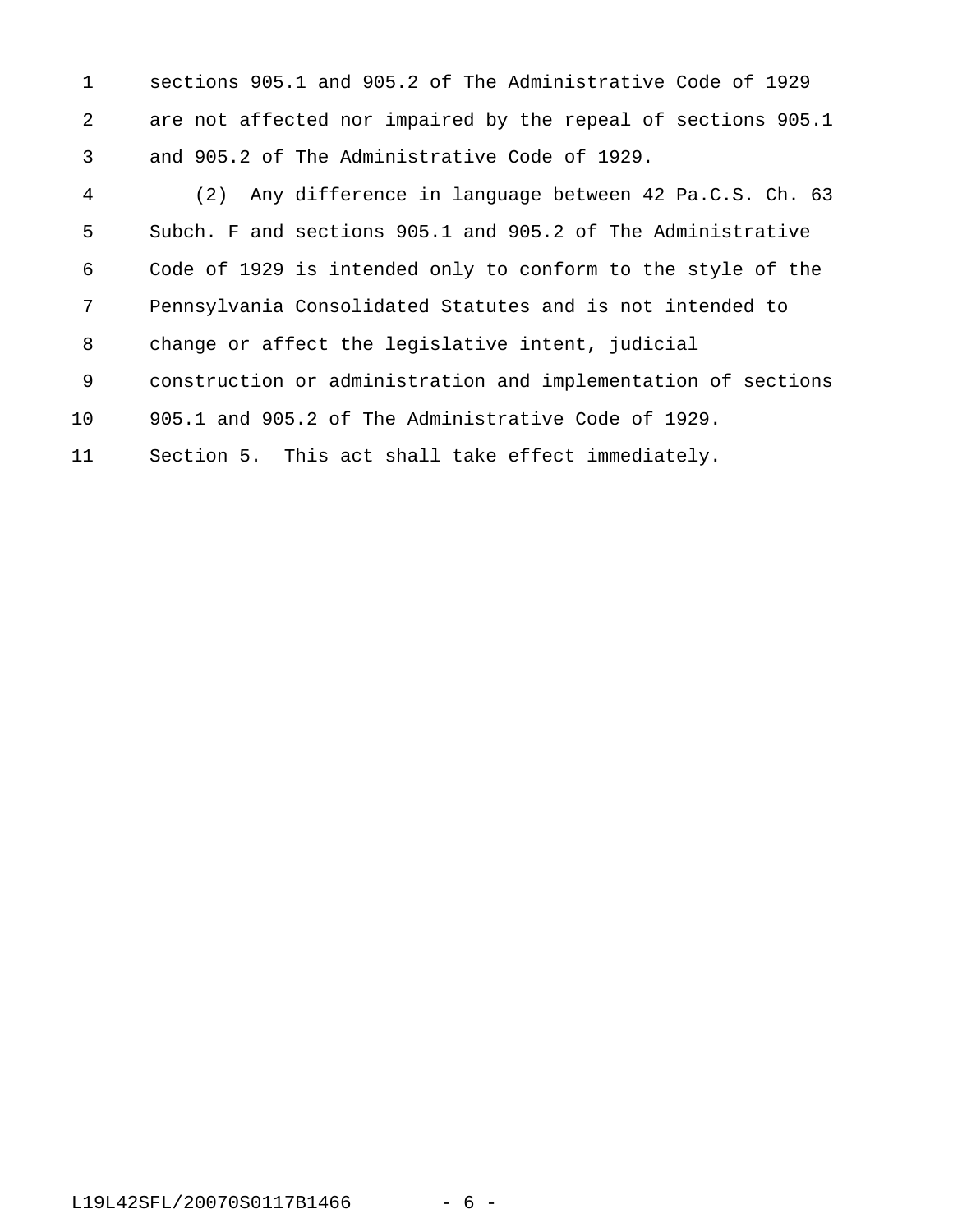sections 905.1 and 905.2 of The Administrative Code of 1929 are not affected nor impaired by the repeal of sections 905.1 and 905.2 of The Administrative Code of 1929.

(2) Any difference in language between 42 Pa.C.S. Ch. 63 Subch. F and sections 905.1 and 905.2 of The Administrative Code of 1929 is intended only to conform to the style of the Pennsylvania Consolidated Statutes and is not intended to change or affect the legislative intent, judicial construction or administration and implementation of sections 905.1 and 905.2 of The Administrative Code of 1929.

Section 5. This act shall take effect immediately.